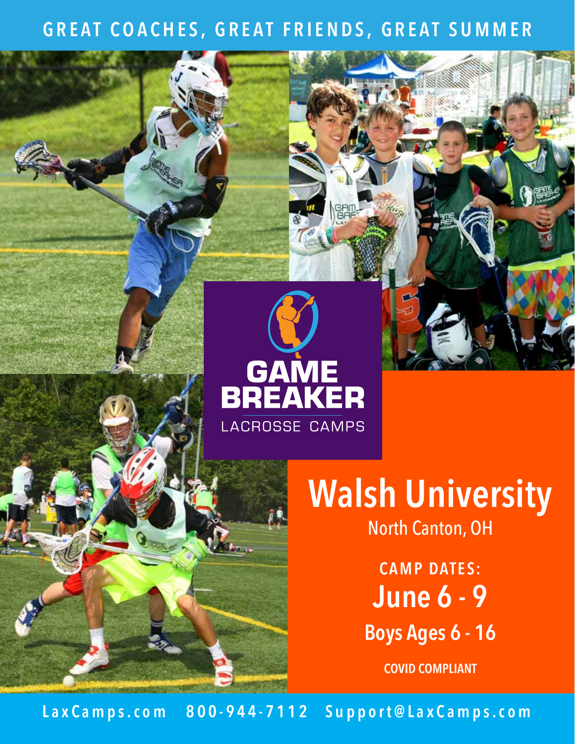GREAT COACHES, GREAT FRIENDS, GREAT SUMMER

GAME BREAKER

LACROSSE CAMPS

# Walsh University

North Canton, OH

**CAMP DATES:**

## June 6 - 9

**Boys Ages 6 - 16**

**COVID COMPLIANT**

LaxCamps.com 800-944-7112 Support@LaxCamps.com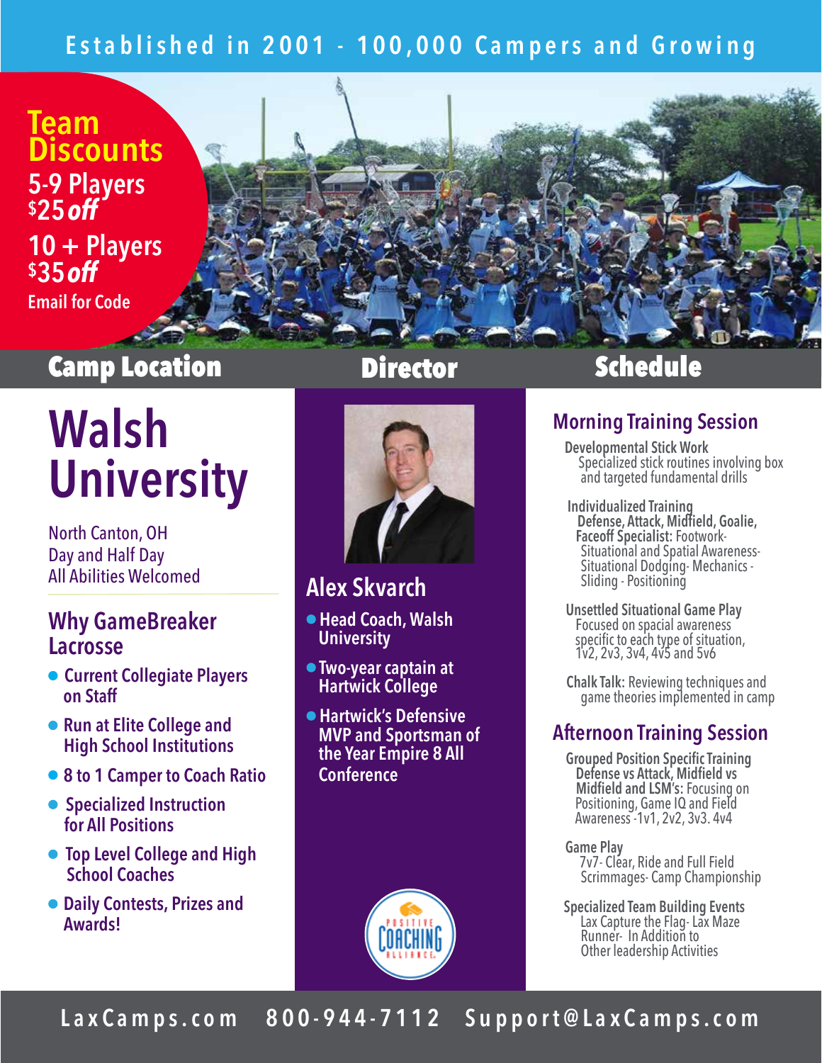**Established in 2001 - 100,000 Campers and Growing**

## Team Discounts

**5-9 Players**
$25 *off*

**10 + Players**
$35 *off*

**Email for Code**

## Camp Location

# Walsh University

North Canton, OH
Day and Half Day
All Abilities Welcomed

### Why GameBreaker Lacrosse

- Current Collegiate Players on Staff
- Run at Elite College and High School Institutions
- 8 to 1 Camper to Coach Ratio
- Specialized Instruction for All Positions
- Top Level College and High School Coaches
- Daily Contests, Prizes and Awards!

## Director

### Alex Skvarch

- Head Coach, Walsh University
- Two-year captain at Hartwick College
- Hartwick's Defensive MVP and Sportsman of the Year Empire 8 All Conference

POSITIVE COACHING ALLIANCE

## Schedule

### Morning Training Session

**Developmental Stick Work**
Specialized stick routines involving box and targeted fundamental drills

**Individualized Training**
**Defense, Attack, Midfield, Goalie, Faceoff Specialist:** Footwork- Situational and Spatial Awareness- Situational Dodging- Mechanics - Sliding - Positioning

**Unsettled Situational Game Play**
Focused on spacial awareness specific to each type of situation, 1v2, 2v3, 3v4, 4v5 and 5v6

**Chalk Talk:** Reviewing techniques and game theories implemented in camp

### Afternoon Training Session

**Grouped Position Specific Training**
**Defense vs Attack, Midfield vs Midfield and LSM's:** Focusing on Positioning, Game IQ and Field Awareness -1v1, 2v2, 3v3. 4v4

**Game Play**
7v7- Clear, Ride and Full Field Scrimmages- Camp Championship

**Specialized Team Building Events**
Lax Capture the Flag- Lax Maze Runner- In Addition to Other leadership Activities

LaxCamps.com 800-944-7112 Support@LaxCamps.com